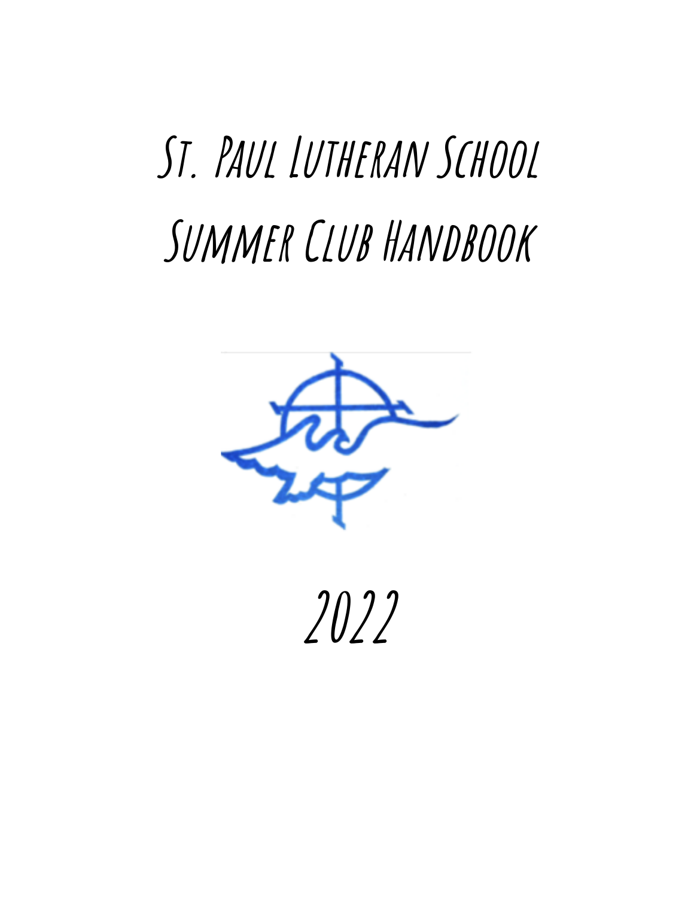# St. Paul Lutheran School Summer Club Handbook

# 2022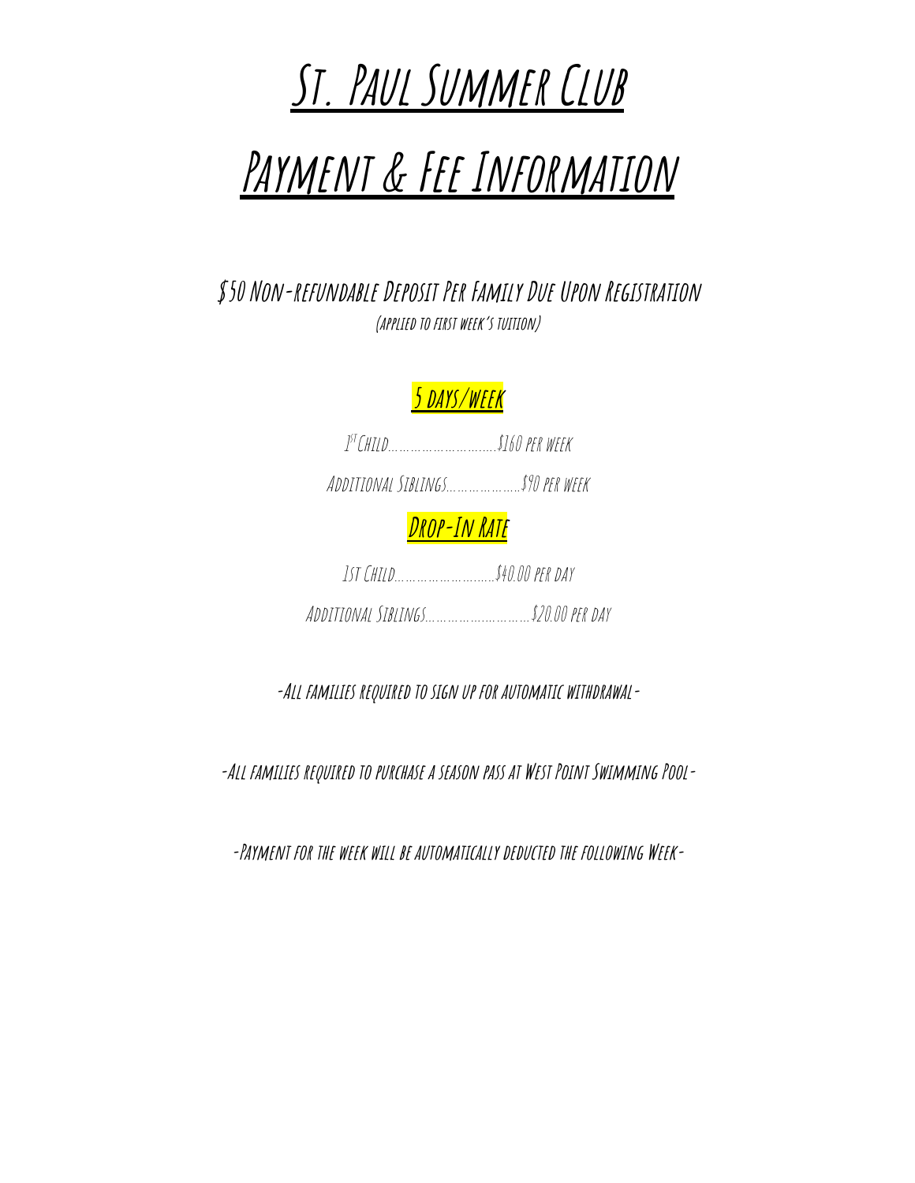# St. Paul Summer Club

# Payment & Fee Information

**$50 Non-refundable Deposit Per Family Due Upon Registration**

**(applied to first week's tuition)**

## 5 days/week

1st Child……………………….$160 per week

Additional Siblings……………….$90 per week

## Drop-In Rate

1st Child……………………..$40.00 per day

Additional Siblings…………………….$20.00 per day

**-All families required to sign up for automatic withdrawal-**

**-All families required to purchase a season pass at West Point Swimming Pool-**

**-Payment for the week will be automatically deducted the following Week-**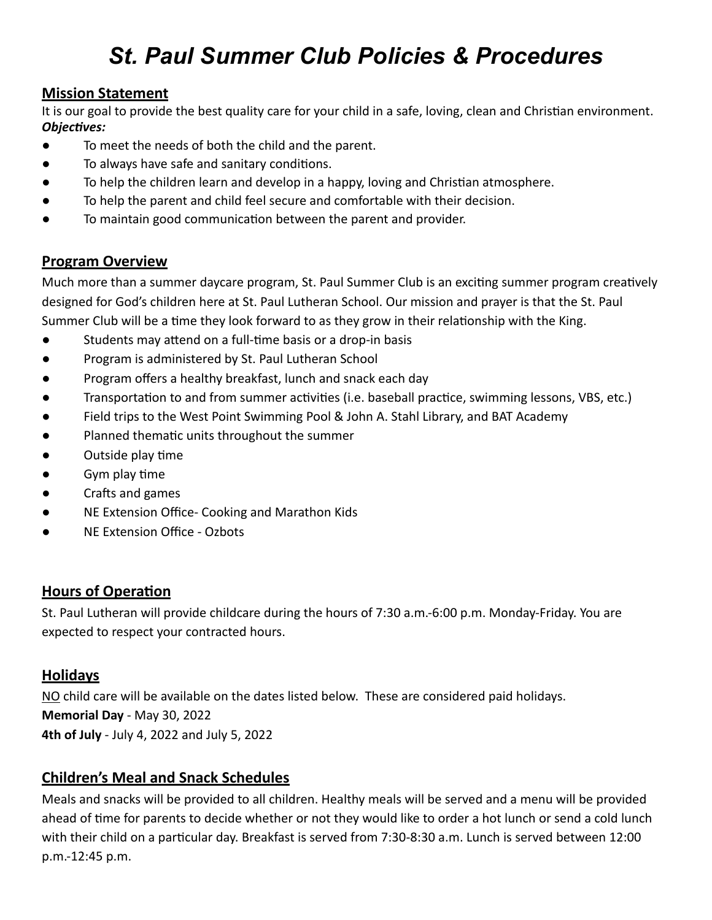# *St. Paul Summer Club Policies & Procedures*

## Mission Statement

It is our goal to provide the best quality care for your child in a safe, loving, clean and Christian environment.

***Objectives:***

- To meet the needs of both the child and the parent.
- To always have safe and sanitary conditions.
- To help the children learn and develop in a happy, loving and Christian atmosphere.
- To help the parent and child feel secure and comfortable with their decision.
- To maintain good communication between the parent and provider.

## Program Overview

Much more than a summer daycare program, St. Paul Summer Club is an exciting summer program creatively designed for God's children here at St. Paul Lutheran School. Our mission and prayer is that the St. Paul Summer Club will be a time they look forward to as they grow in their relationship with the King.

- Students may attend on a full-time basis or a drop-in basis
- Program is administered by St. Paul Lutheran School
- Program offers a healthy breakfast, lunch and snack each day
- Transportation to and from summer activities (i.e. baseball practice, swimming lessons, VBS, etc.)
- Field trips to the West Point Swimming Pool & John A. Stahl Library, and BAT Academy
- Planned thematic units throughout the summer
- Outside play time
- Gym play time
- Crafts and games
- NE Extension Office- Cooking and Marathon Kids
- NE Extension Office - Ozbots

## Hours of Operation

St. Paul Lutheran will provide childcare during the hours of 7:30 a.m.-6:00 p.m. Monday-Friday. You are expected to respect your contracted hours.

## Holidays

<u>NO</u> child care will be available on the dates listed below. These are considered paid holidays.

**Memorial Day** - May 30, 2022

**4th of July** - July 4, 2022 and July 5, 2022

## Children's Meal and Snack Schedules

Meals and snacks will be provided to all children. Healthy meals will be served and a menu will be provided ahead of time for parents to decide whether or not they would like to order a hot lunch or send a cold lunch with their child on a particular day. Breakfast is served from 7:30-8:30 a.m. Lunch is served between 12:00 p.m.-12:45 p.m.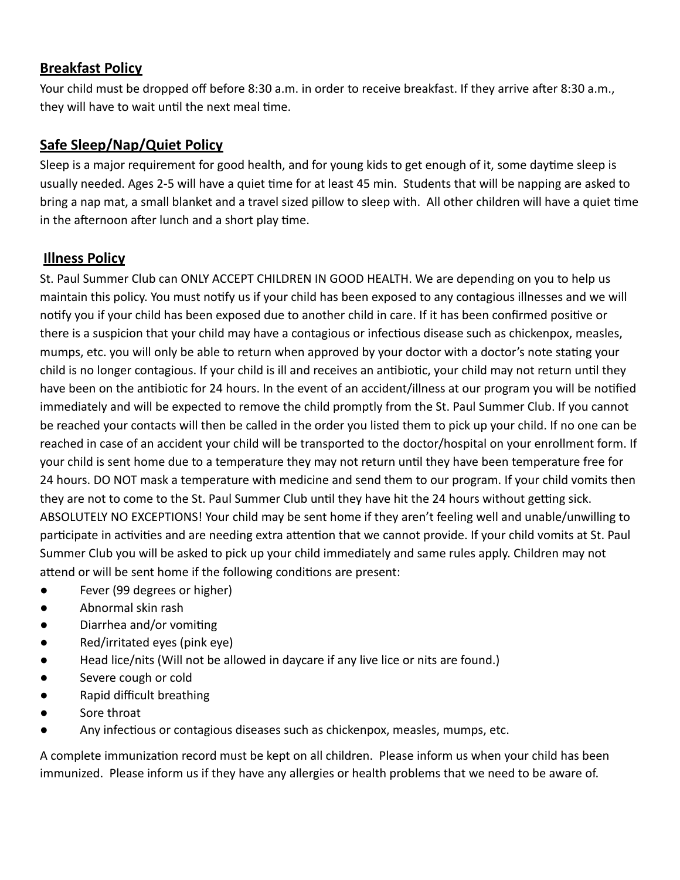## Breakfast Policy

Your child must be dropped off before 8:30 a.m. in order to receive breakfast. If they arrive after 8:30 a.m., they will have to wait until the next meal time.

## Safe Sleep/Nap/Quiet Policy

Sleep is a major requirement for good health, and for young kids to get enough of it, some daytime sleep is usually needed. Ages 2-5 will have a quiet time for at least 45 min. Students that will be napping are asked to bring a nap mat, a small blanket and a travel sized pillow to sleep with. All other children will have a quiet time in the afternoon after lunch and a short play time.

## Illness Policy

St. Paul Summer Club can ONLY ACCEPT CHILDREN IN GOOD HEALTH. We are depending on you to help us maintain this policy. You must notify us if your child has been exposed to any contagious illnesses and we will notify you if your child has been exposed due to another child in care. If it has been confirmed positive or there is a suspicion that your child may have a contagious or infectious disease such as chickenpox, measles, mumps, etc. you will only be able to return when approved by your doctor with a doctor's note stating your child is no longer contagious. If your child is ill and receives an antibiotic, your child may not return until they have been on the antibiotic for 24 hours. In the event of an accident/illness at our program you will be notified immediately and will be expected to remove the child promptly from the St. Paul Summer Club. If you cannot be reached your contacts will then be called in the order you listed them to pick up your child. If no one can be reached in case of an accident your child will be transported to the doctor/hospital on your enrollment form. If your child is sent home due to a temperature they may not return until they have been temperature free for 24 hours. DO NOT mask a temperature with medicine and send them to our program. If your child vomits then they are not to come to the St. Paul Summer Club until they have hit the 24 hours without getting sick. ABSOLUTELY NO EXCEPTIONS! Your child may be sent home if they aren't feeling well and unable/unwilling to participate in activities and are needing extra attention that we cannot provide. If your child vomits at St. Paul Summer Club you will be asked to pick up your child immediately and same rules apply. Children may not attend or will be sent home if the following conditions are present:

- Fever (99 degrees or higher)
- Abnormal skin rash
- Diarrhea and/or vomiting
- Red/irritated eyes (pink eye)
- Head lice/nits (Will not be allowed in daycare if any live lice or nits are found.)
- Severe cough or cold
- Rapid difficult breathing
- Sore throat
- Any infectious or contagious diseases such as chickenpox, measles, mumps, etc.

A complete immunization record must be kept on all children. Please inform us when your child has been immunized. Please inform us if they have any allergies or health problems that we need to be aware of.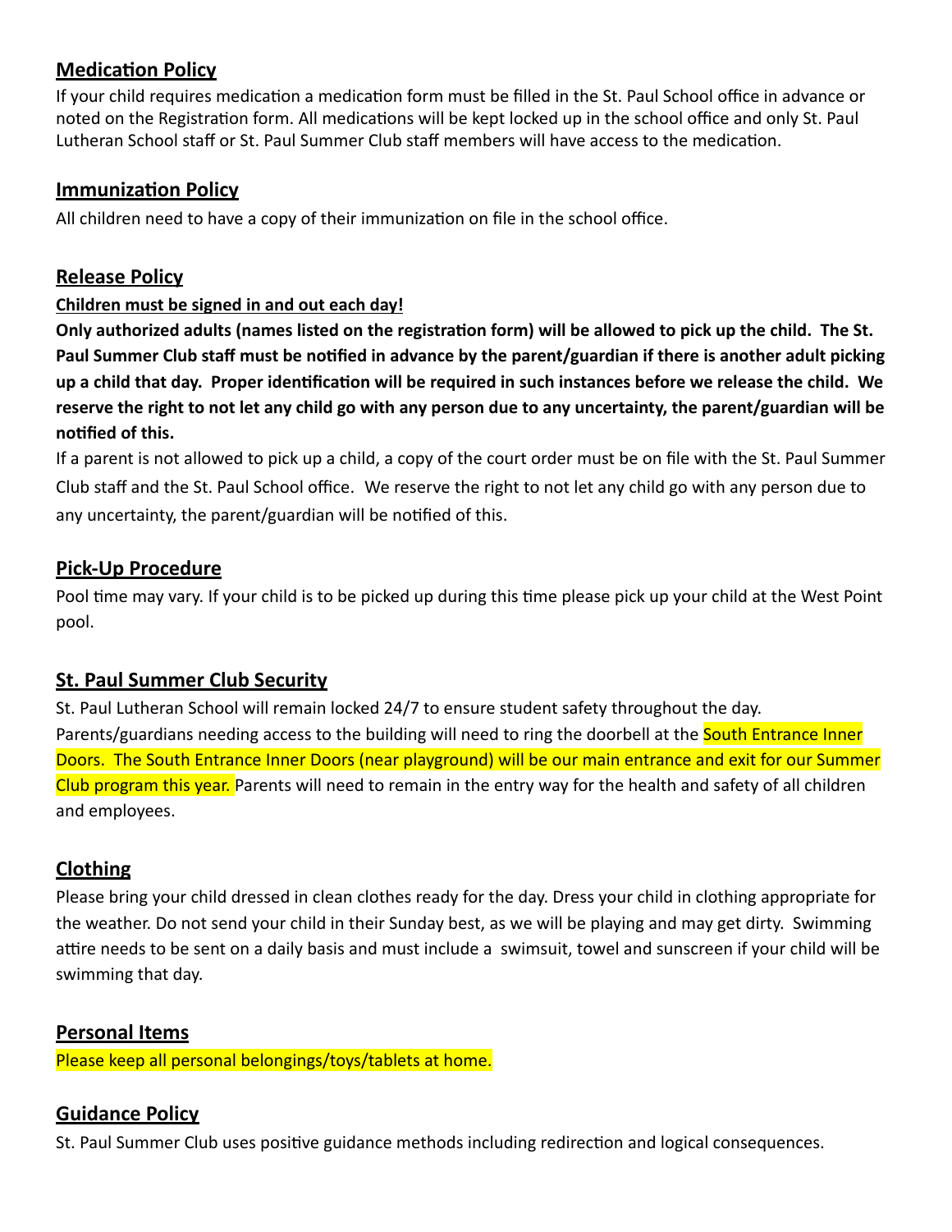## Medication Policy

If your child requires medication a medication form must be filled in the St. Paul School office in advance or noted on the Registration form. All medications will be kept locked up in the school office and only St. Paul Lutheran School staff or St. Paul Summer Club staff members will have access to the medication.

## Immunization Policy

All children need to have a copy of their immunization on file in the school office.

## Release Policy

**Children must be signed in and out each day!**

**Only authorized adults (names listed on the registration form) will be allowed to pick up the child. The St. Paul Summer Club staff must be notified in advance by the parent/guardian if there is another adult picking up a child that day. Proper identification will be required in such instances before we release the child. We reserve the right to not let any child go with any person due to any uncertainty, the parent/guardian will be notified of this.**

If a parent is not allowed to pick up a child, a copy of the court order must be on file with the St. Paul Summer Club staff and the St. Paul School office. We reserve the right to not let any child go with any person due to any uncertainty, the parent/guardian will be notified of this.

## Pick-Up Procedure

Pool time may vary. If your child is to be picked up during this time please pick up your child at the West Point pool.

## St. Paul Summer Club Security

St. Paul Lutheran School will remain locked 24/7 to ensure student safety throughout the day. Parents/guardians needing access to the building will need to ring the doorbell at the South Entrance Inner Doors. The South Entrance Inner Doors (near playground) will be our main entrance and exit for our Summer Club program this year. Parents will need to remain in the entry way for the health and safety of all children and employees.

## Clothing

Please bring your child dressed in clean clothes ready for the day. Dress your child in clothing appropriate for the weather. Do not send your child in their Sunday best, as we will be playing and may get dirty. Swimming attire needs to be sent on a daily basis and must include a swimsuit, towel and sunscreen if your child will be swimming that day.

## Personal Items

Please keep all personal belongings/toys/tablets at home.

## Guidance Policy

St. Paul Summer Club uses positive guidance methods including redirection and logical consequences.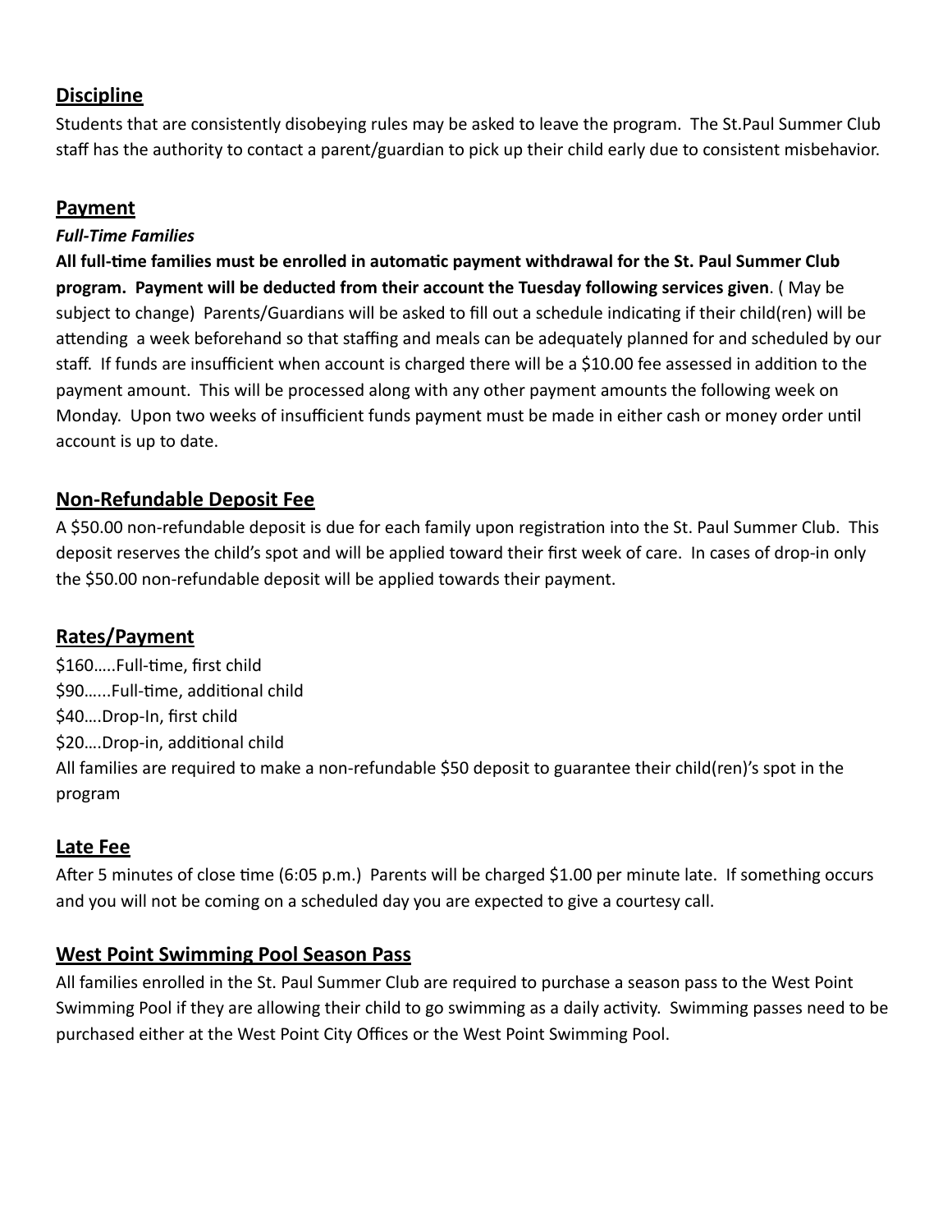## Discipline

Students that are consistently disobeying rules may be asked to leave the program. The St.Paul Summer Club staff has the authority to contact a parent/guardian to pick up their child early due to consistent misbehavior.

## Payment

***Full-Time Families***

**All full-time families must be enrolled in automatic payment withdrawal for the St. Paul Summer Club program. Payment will be deducted from their account the Tuesday following services given**. ( May be subject to change) Parents/Guardians will be asked to fill out a schedule indicating if their child(ren) will be attending a week beforehand so that staffing and meals can be adequately planned for and scheduled by our staff. If funds are insufficient when account is charged there will be a $10.00 fee assessed in addition to the payment amount. This will be processed along with any other payment amounts the following week on Monday. Upon two weeks of insufficient funds payment must be made in either cash or money order until account is up to date.

## Non-Refundable Deposit Fee

A $50.00 non-refundable deposit is due for each family upon registration into the St. Paul Summer Club. This deposit reserves the child's spot and will be applied toward their first week of care. In cases of drop-in only the $50.00 non-refundable deposit will be applied towards their payment.

## Rates/Payment

$160…..Full-time, first child
$90…...Full-time, additional child
$40….Drop-In, first child
$20….Drop-in, additional child
All families are required to make a non-refundable $50 deposit to guarantee their child(ren)'s spot in the program

## Late Fee

After 5 minutes of close time (6:05 p.m.) Parents will be charged $1.00 per minute late. If something occurs and you will not be coming on a scheduled day you are expected to give a courtesy call.

## West Point Swimming Pool Season Pass

All families enrolled in the St. Paul Summer Club are required to purchase a season pass to the West Point Swimming Pool if they are allowing their child to go swimming as a daily activity. Swimming passes need to be purchased either at the West Point City Offices or the West Point Swimming Pool.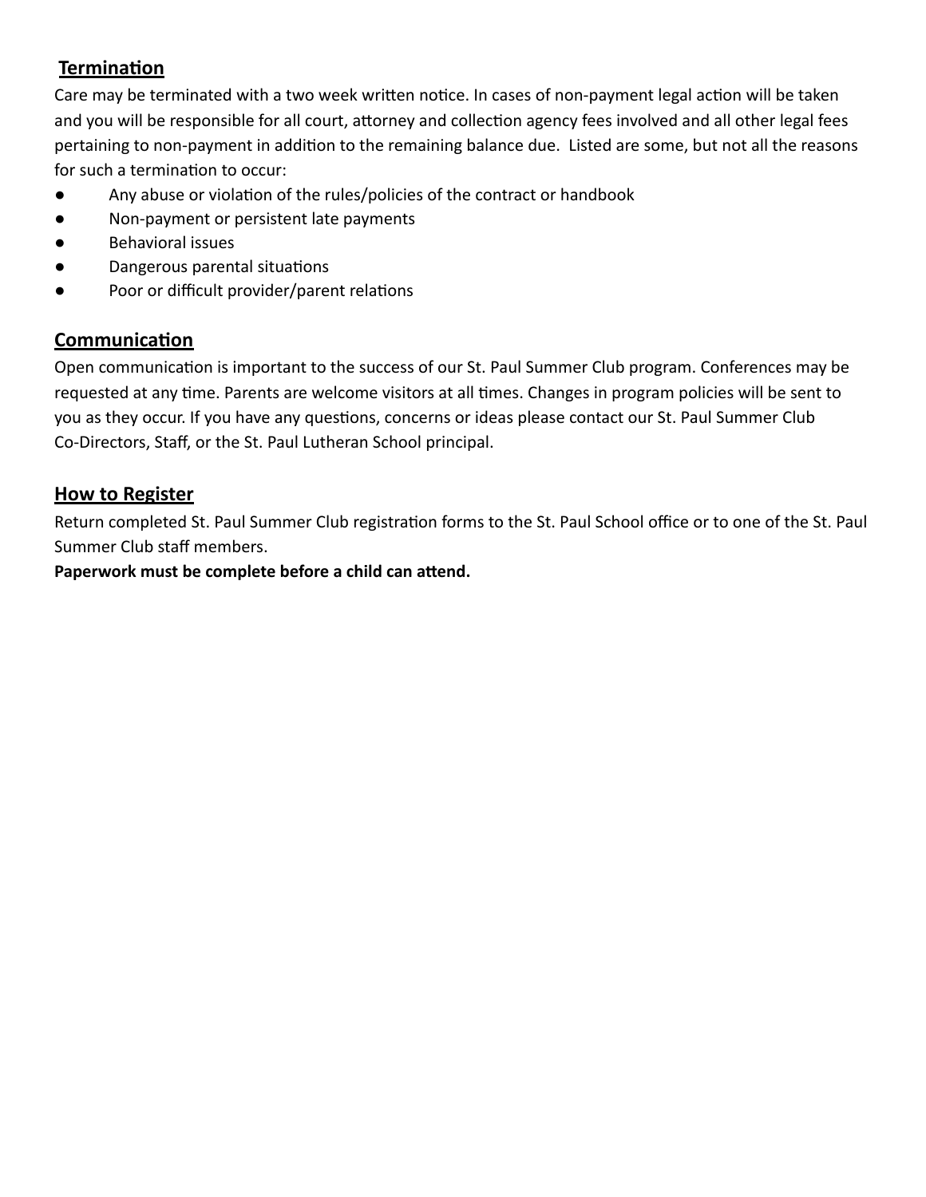## Termination

Care may be terminated with a two week written notice. In cases of non-payment legal action will be taken and you will be responsible for all court, attorney and collection agency fees involved and all other legal fees pertaining to non-payment in addition to the remaining balance due. Listed are some, but not all the reasons for such a termination to occur:

- Any abuse or violation of the rules/policies of the contract or handbook
- Non-payment or persistent late payments
- Behavioral issues
- Dangerous parental situations
- Poor or difficult provider/parent relations

## Communication

Open communication is important to the success of our St. Paul Summer Club program. Conferences may be requested at any time. Parents are welcome visitors at all times. Changes in program policies will be sent to you as they occur. If you have any questions, concerns or ideas please contact our St. Paul Summer Club Co-Directors, Staff, or the St. Paul Lutheran School principal.

## How to Register

Return completed St. Paul Summer Club registration forms to the St. Paul School office or to one of the St. Paul Summer Club staff members.

**Paperwork must be complete before a child can attend.**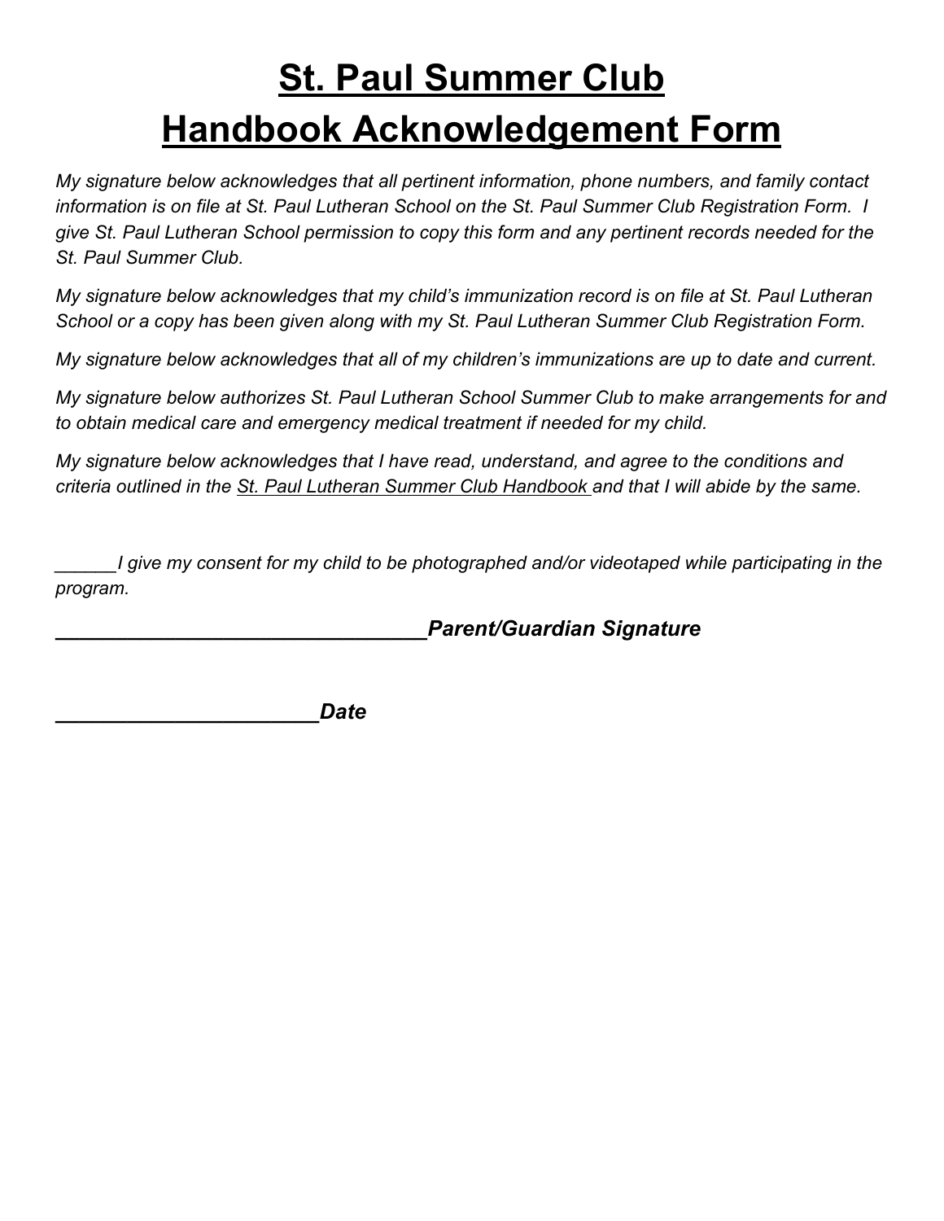# St. Paul Summer Club
# Handbook Acknowledgement Form

*My signature below acknowledges that all pertinent information, phone numbers, and family contact information is on file at St. Paul Lutheran School on the St. Paul Summer Club Registration Form. I give St. Paul Lutheran School permission to copy this form and any pertinent records needed for the St. Paul Summer Club.*

*My signature below acknowledges that my child's immunization record is on file at St. Paul Lutheran School or a copy has been given along with my St. Paul Lutheran Summer Club Registration Form.*

*My signature below acknowledges that all of my children's immunizations are up to date and current.*

*My signature below authorizes St. Paul Lutheran School Summer Club to make arrangements for and to obtain medical care and emergency medical treatment if needed for my child.*

*My signature below acknowledges that I have read, understand, and agree to the conditions and criteria outlined in the St. Paul Lutheran Summer Club Handbook and that I will abide by the same.*

*______I give my consent for my child to be photographed and/or videotaped while participating in the program.*

**_________________________________Parent/Guardian Signature**

**_______________________Date**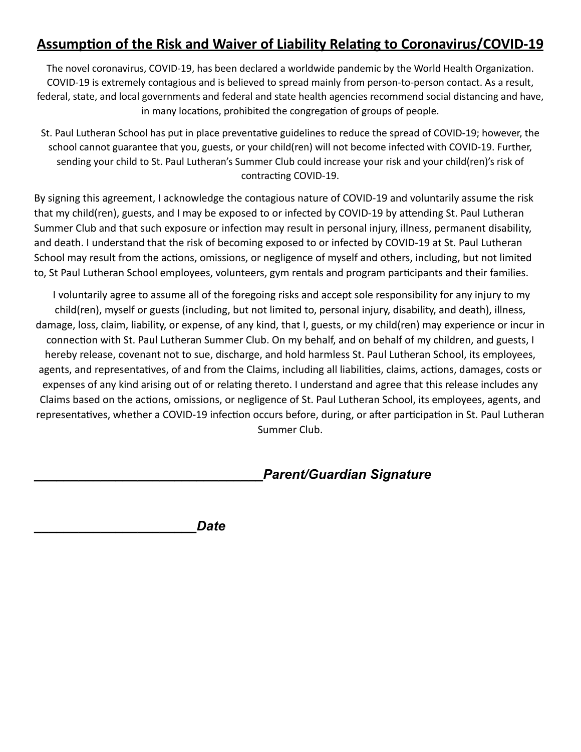## Assumption of the Risk and Waiver of Liability Relating to Coronavirus/COVID-19

The novel coronavirus, COVID-19, has been declared a worldwide pandemic by the World Health Organization. COVID-19 is extremely contagious and is believed to spread mainly from person-to-person contact. As a result, federal, state, and local governments and federal and state health agencies recommend social distancing and have, in many locations, prohibited the congregation of groups of people.

St. Paul Lutheran School has put in place preventative guidelines to reduce the spread of COVID-19; however, the school cannot guarantee that you, guests, or your child(ren) will not become infected with COVID-19. Further, sending your child to St. Paul Lutheran's Summer Club could increase your risk and your child(ren)'s risk of contracting COVID-19.

By signing this agreement, I acknowledge the contagious nature of COVID-19 and voluntarily assume the risk that my child(ren), guests, and I may be exposed to or infected by COVID-19 by attending St. Paul Lutheran Summer Club and that such exposure or infection may result in personal injury, illness, permanent disability, and death. I understand that the risk of becoming exposed to or infected by COVID-19 at St. Paul Lutheran School may result from the actions, omissions, or negligence of myself and others, including, but not limited to, St Paul Lutheran School employees, volunteers, gym rentals and program participants and their families.

I voluntarily agree to assume all of the foregoing risks and accept sole responsibility for any injury to my child(ren), myself or guests (including, but not limited to, personal injury, disability, and death), illness, damage, loss, claim, liability, or expense, of any kind, that I, guests, or my child(ren) may experience or incur in connection with St. Paul Lutheran Summer Club. On my behalf, and on behalf of my children, and guests, I hereby release, covenant not to sue, discharge, and hold harmless St. Paul Lutheran School, its employees, agents, and representatives, of and from the Claims, including all liabilities, claims, actions, damages, costs or expenses of any kind arising out of or relating thereto. I understand and agree that this release includes any Claims based on the actions, omissions, or negligence of St. Paul Lutheran School, its employees, agents, and representatives, whether a COVID-19 infection occurs before, during, or after participation in St. Paul Lutheran Summer Club.

________________________________ ***Parent/Guardian Signature***

_______________________ ***Date***